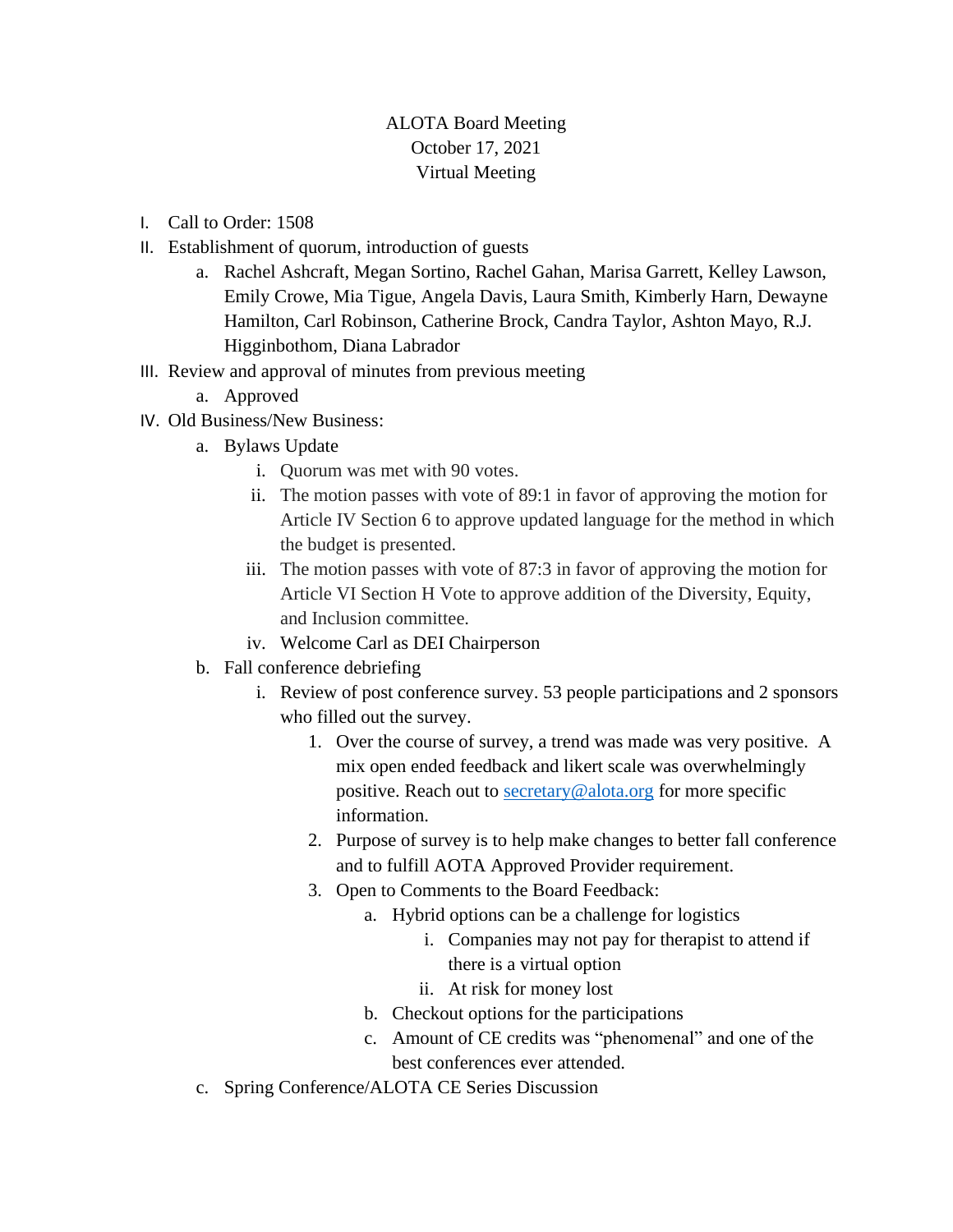ALOTA Board Meeting
October 17, 2021
Virtual Meeting

I. Call to Order: 1508
II. Establishment of quorum, introduction of guests
    a. Rachel Ashcraft, Megan Sortino, Rachel Gahan, Marisa Garrett, Kelley Lawson, Emily Crowe, Mia Tigue, Angela Davis, Laura Smith, Kimberly Harn, Dewayne Hamilton, Carl Robinson, Catherine Brock, Candra Taylor, Ashton Mayo, R.J. Higginbothom, Diana Labrador
III. Review and approval of minutes from previous meeting
    a. Approved
IV. Old Business/New Business:
    a. Bylaws Update
        i. Quorum was met with 90 votes.
        ii. The motion passes with vote of 89:1 in favor of approving the motion for Article IV Section 6 to approve updated language for the method in which the budget is presented.
        iii. The motion passes with vote of 87:3 in favor of approving the motion for Article VI Section H Vote to approve addition of the Diversity, Equity, and Inclusion committee.
        iv. Welcome Carl as DEI Chairperson
    b. Fall conference debriefing
        i. Review of post conference survey. 53 people participations and 2 sponsors who filled out the survey.
            1. Over the course of survey, a trend was made was very positive. A mix open ended feedback and likert scale was overwhelmingly positive. Reach out to secretary@alota.org for more specific information.
            2. Purpose of survey is to help make changes to better fall conference and to fulfill AOTA Approved Provider requirement.
            3. Open to Comments to the Board Feedback:
                a. Hybrid options can be a challenge for logistics
                    i. Companies may not pay for therapist to attend if there is a virtual option
                    ii. At risk for money lost
                b. Checkout options for the participations
                c. Amount of CE credits was "phenomenal" and one of the best conferences ever attended.
    c. Spring Conference/ALOTA CE Series Discussion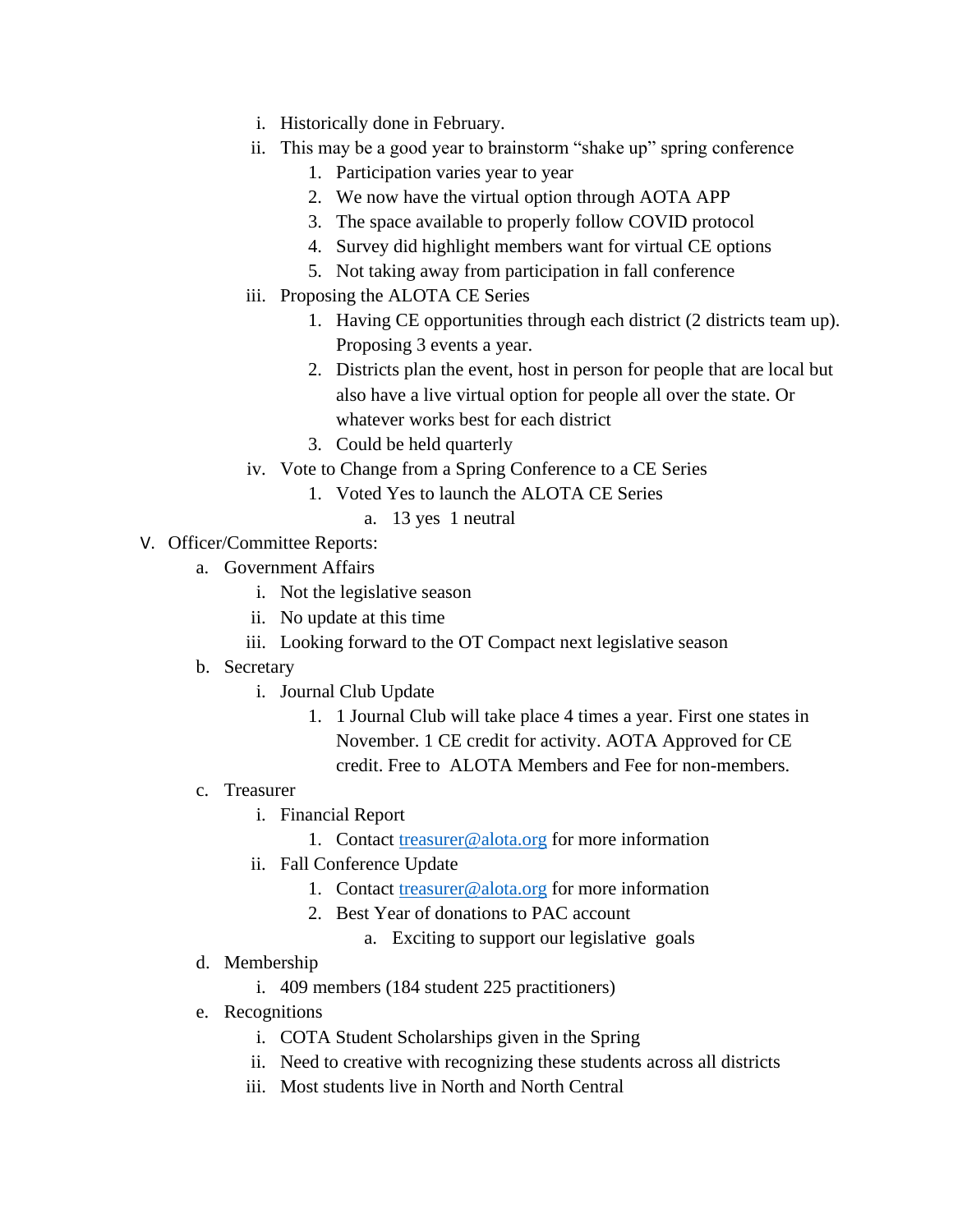- i. Historically done in February.
   - ii. This may be a good year to brainstorm "shake up" spring conference
     1. Participation varies year to year
     2. We now have the virtual option through AOTA APP
     3. The space available to properly follow COVID protocol
     4. Survey did highlight members want for virtual CE options
     5. Not taking away from participation in fall conference
   - iii. Proposing the ALOTA CE Series
     1. Having CE opportunities through each district (2 districts team up). Proposing 3 events a year.
     2. Districts plan the event, host in person for people that are local but also have a live virtual option for people all over the state. Or whatever works best for each district
     3. Could be held quarterly
   - iv. Vote to Change from a Spring Conference to a CE Series
     1. Voted Yes to launch the ALOTA CE Series
        - a. 13 yes 1 neutral

V. Officer/Committee Reports:
   - a. Government Affairs
     - i. Not the legislative season
     - ii. No update at this time
     - iii. Looking forward to the OT Compact next legislative season
   - b. Secretary
     - i. Journal Club Update
       1. 1 Journal Club will take place 4 times a year. First one states in November. 1 CE credit for activity. AOTA Approved for CE credit. Free to ALOTA Members and Fee for non-members.
   - c. Treasurer
     - i. Financial Report
       1. Contact treasurer@alota.org for more information
     - ii. Fall Conference Update
       1. Contact treasurer@alota.org for more information
       2. Best Year of donations to PAC account
          - a. Exciting to support our legislative goals
   - d. Membership
     - i. 409 members (184 student 225 practitioners)
   - e. Recognitions
     - i. COTA Student Scholarships given in the Spring
     - ii. Need to creative with recognizing these students across all districts
     - iii. Most students live in North and North Central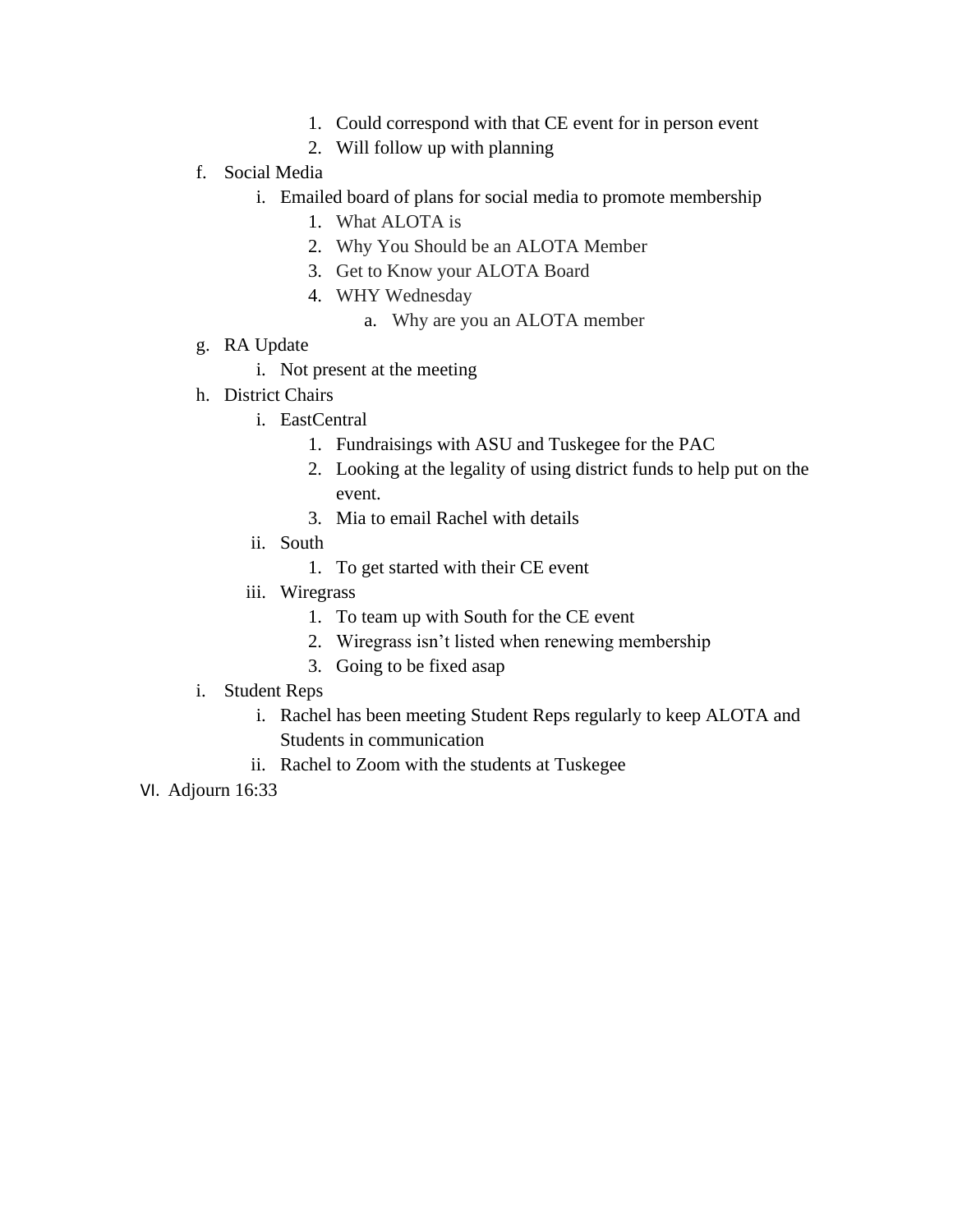1. Could correspond with that CE event for in person event
            2. Will follow up with planning
    f. Social Media
        i. Emailed board of plans for social media to promote membership
            1. What ALOTA is
            2. Why You Should be an ALOTA Member
            3. Get to Know your ALOTA Board
            4. WHY Wednesday
                a. Why are you an ALOTA member
    g. RA Update
        i. Not present at the meeting
    h. District Chairs
        i. EastCentral
            1. Fundraisings with ASU and Tuskegee for the PAC
            2. Looking at the legality of using district funds to help put on the event.
            3. Mia to email Rachel with details
        ii. South
            1. To get started with their CE event
        iii. Wiregrass
            1. To team up with South for the CE event
            2. Wiregrass isn't listed when renewing membership
            3. Going to be fixed asap
    i. Student Reps
        i. Rachel has been meeting Student Reps regularly to keep ALOTA and Students in communication
        ii. Rachel to Zoom with the students at Tuskegee

VI. Adjourn 16:33